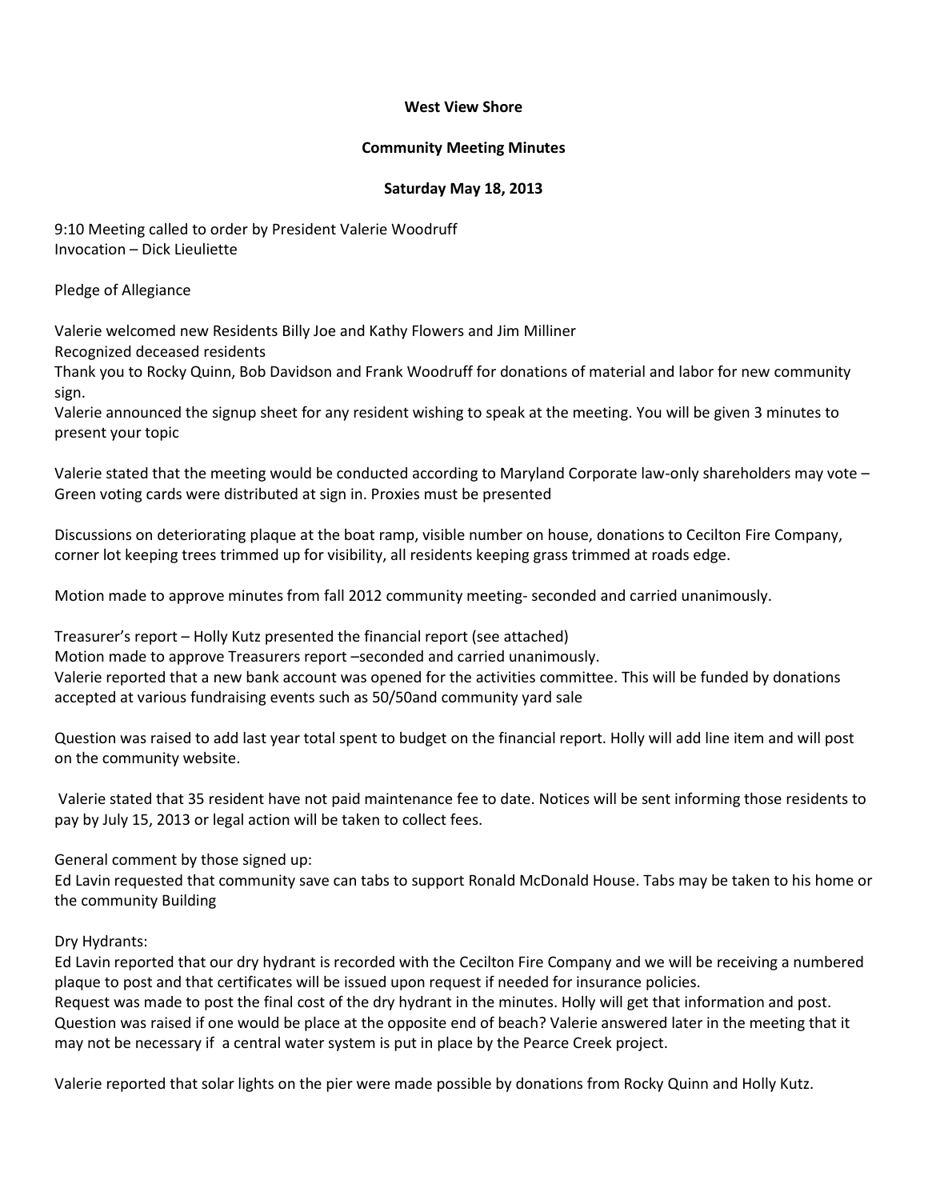**West View Shore**

**Community Meeting Minutes**

**Saturday May 18, 2013**

9:10 Meeting called to order by President Valerie Woodruff
Invocation – Dick Lieuliette

Pledge of Allegiance

Valerie welcomed new Residents Billy Joe and Kathy Flowers and Jim Milliner
Recognized deceased residents
Thank you to Rocky Quinn, Bob Davidson and Frank Woodruff for donations of material and labor for new community sign.
Valerie announced the signup sheet for any resident wishing to speak at the meeting. You will be given 3 minutes to present your topic

Valerie stated that the meeting would be conducted according to Maryland Corporate law-only shareholders may vote – Green voting cards were distributed at sign in. Proxies must be presented

Discussions on deteriorating plaque at the boat ramp, visible number on house, donations to Cecilton Fire Company, corner lot keeping trees trimmed up for visibility, all residents keeping grass trimmed at roads edge.

Motion made to approve minutes from fall 2012 community meeting- seconded and carried unanimously.

Treasurer's report – Holly Kutz presented the financial report (see attached)
Motion made to approve Treasurers report –seconded and carried unanimously.
Valerie reported that a new bank account was opened for the activities committee. This will be funded by donations accepted at various fundraising events such as 50/50and community yard sale

Question was raised to add last year total spent to budget on the financial report. Holly will add line item and will post on the community website.

Valerie stated that 35 resident have not paid maintenance fee to date. Notices will be sent informing those residents to pay by July 15, 2013 or legal action will be taken to collect fees.

General comment by those signed up:
Ed Lavin requested that community save can tabs to support Ronald McDonald House. Tabs may be taken to his home or the community Building

Dry Hydrants:
Ed Lavin reported that our dry hydrant is recorded with the Cecilton Fire Company and we will be receiving a numbered plaque to post and that certificates will be issued upon request if needed for insurance policies.
Request was made to post the final cost of the dry hydrant in the minutes. Holly will get that information and post.
Question was raised if one would be place at the opposite end of beach? Valerie answered later in the meeting that it may not be necessary if a central water system is put in place by the Pearce Creek project.

Valerie reported that solar lights on the pier were made possible by donations from Rocky Quinn and Holly Kutz.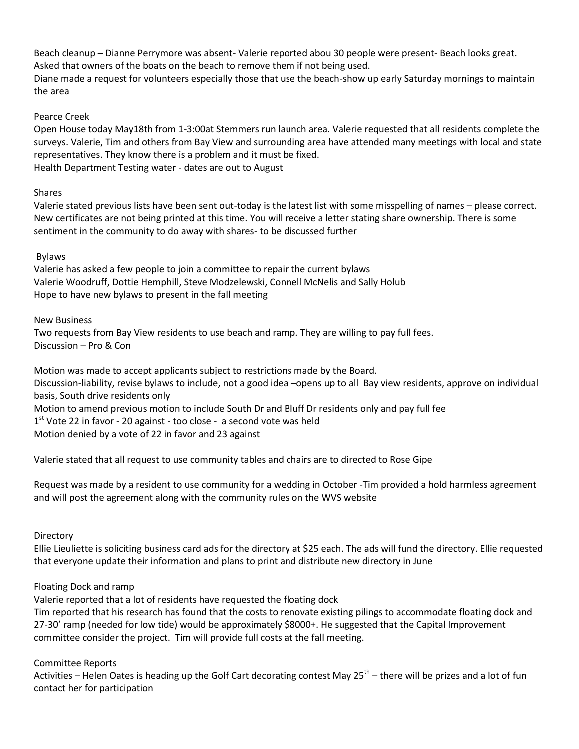Beach cleanup – Dianne Perrymore was absent- Valerie reported abou 30 people were present- Beach looks great. Asked that owners of the boats on the beach to remove them if not being used.
Diane made a request for volunteers especially those that use the beach-show up early Saturday mornings to maintain the area

Pearce Creek

Open House today May18th from 1-3:00at Stemmers run launch area. Valerie requested that all residents complete the surveys. Valerie, Tim and others from Bay View and surrounding area have attended many meetings with local and state representatives. They know there is a problem and it must be fixed.
Health Department Testing water - dates are out to August

Shares

Valerie stated previous lists have been sent out-today is the latest list with some misspelling of names – please correct. New certificates are not being printed at this time. You will receive a letter stating share ownership. There is some sentiment in the community to do away with shares- to be discussed further

Bylaws

Valerie has asked a few people to join a committee to repair the current bylaws
Valerie Woodruff, Dottie Hemphill, Steve Modzelewski, Connell McNelis and Sally Holub
Hope to have new bylaws to present in the fall meeting

New Business

Two requests from Bay View residents to use beach and ramp. They are willing to pay full fees.
Discussion – Pro & Con

Motion was made to accept applicants subject to restrictions made by the Board.
Discussion-liability, revise bylaws to include, not a good idea –opens up to all Bay view residents, approve on individual basis, South drive residents only
Motion to amend previous motion to include South Dr and Bluff Dr residents only and pay full fee
1st Vote 22 in favor - 20 against - too close - a second vote was held
Motion denied by a vote of 22 in favor and 23 against

Valerie stated that all request to use community tables and chairs are to directed to Rose Gipe

Request was made by a resident to use community for a wedding in October -Tim provided a hold harmless agreement and will post the agreement along with the community rules on the WVS website

Directory

Ellie Lieuliette is soliciting business card ads for the directory at $25 each. The ads will fund the directory. Ellie requested that everyone update their information and plans to print and distribute new directory in June

Floating Dock and ramp

Valerie reported that a lot of residents have requested the floating dock
Tim reported that his research has found that the costs to renovate existing pilings to accommodate floating dock and 27-30' ramp (needed for low tide) would be approximately $8000+. He suggested that the Capital Improvement committee consider the project. Tim will provide full costs at the fall meeting.

Committee Reports

Activities – Helen Oates is heading up the Golf Cart decorating contest May 25th – there will be prizes and a lot of fun contact her for participation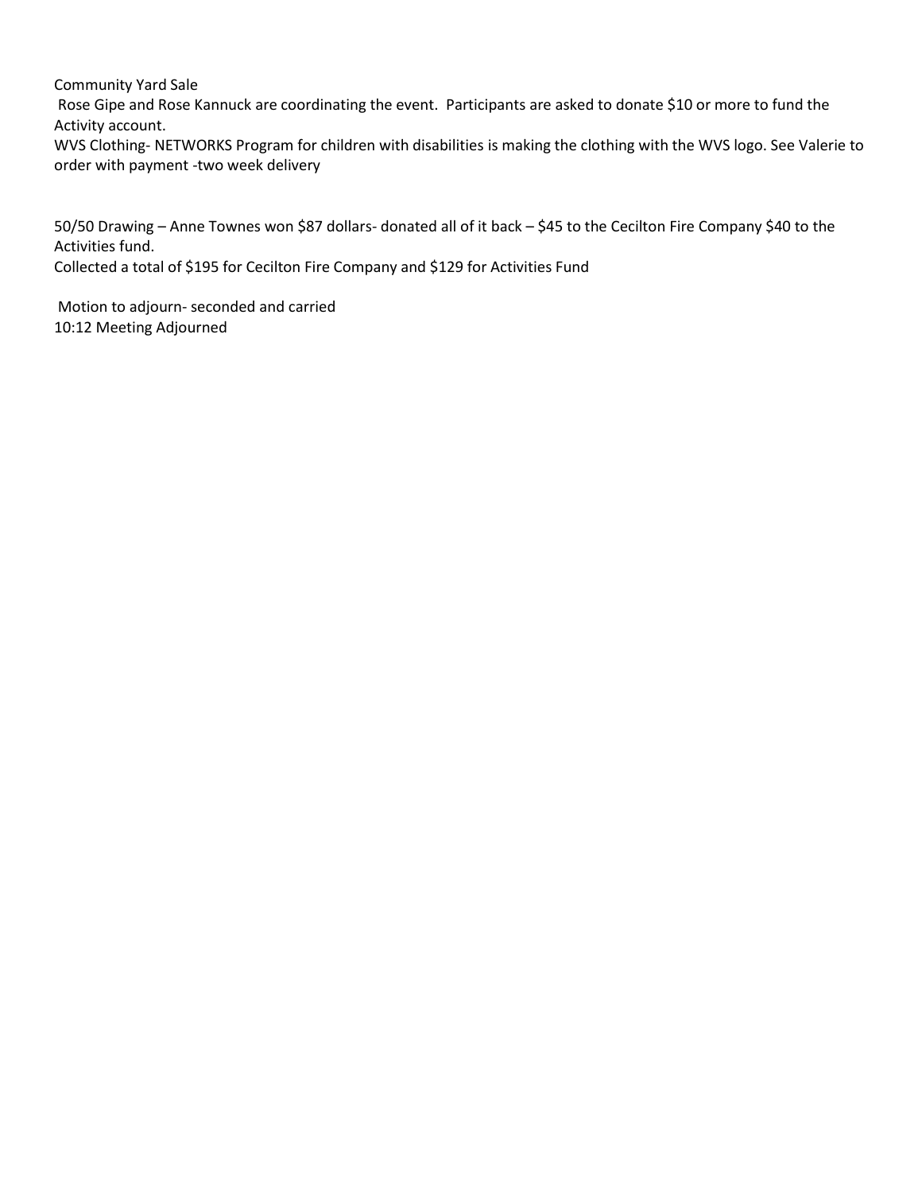Community Yard Sale

Rose Gipe and Rose Kannuck are coordinating the event. Participants are asked to donate $10 or more to fund the Activity account.

WVS Clothing- NETWORKS Program for children with disabilities is making the clothing with the WVS logo. See Valerie to order with payment -two week delivery

50/50 Drawing – Anne Townes won $87 dollars- donated all of it back – $45 to the Cecilton Fire Company $40 to the Activities fund.

Collected a total of $195 for Cecilton Fire Company and $129 for Activities Fund

Motion to adjourn- seconded and carried

10:12 Meeting Adjourned